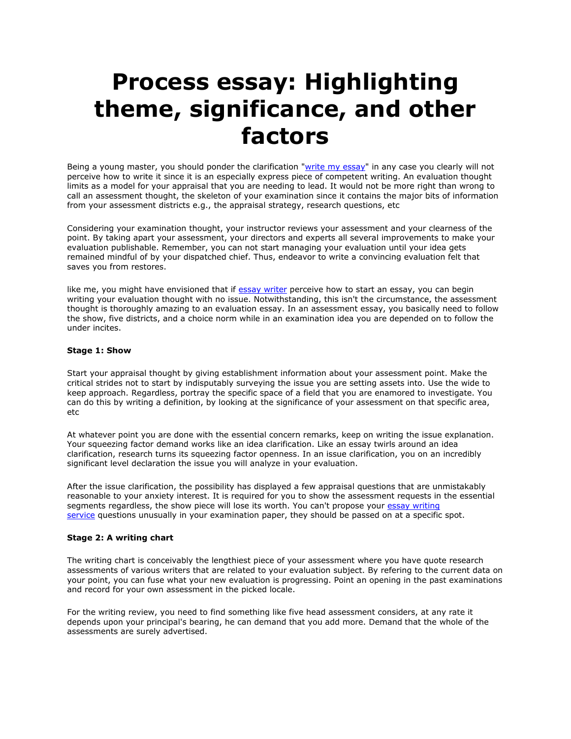# Process essay: Highlighting theme, significance, and other factors

Being a young master, you should ponder the clarification "[write my essay]" in any case you clearly will not perceive how to write it since it is an especially express piece of competent writing. An evaluation thought limits as a model for your appraisal that you are needing to lead. It would not be more right than wrong to call an assessment thought, the skeleton of your examination since it contains the major bits of information from your assessment districts e.g., the appraisal strategy, research questions, etc

Considering your examination thought, your instructor reviews your assessment and your clearness of the point. By taking apart your assessment, your directors and experts all several improvements to make your evaluation publishable. Remember, you can not start managing your evaluation until your idea gets remained mindful of by your dispatched chief. Thus, endeavor to write a convincing evaluation felt that saves you from restores.

like me, you might have envisioned that if [essay writer] perceive how to start an essay, you can begin writing your evaluation thought with no issue. Notwithstanding, this isn't the circumstance, the assessment thought is thoroughly amazing to an evaluation essay. In an assessment essay, you basically need to follow the show, five districts, and a choice norm while in an examination idea you are depended on to follow the under incites.

**Stage 1: Show**

Start your appraisal thought by giving establishment information about your assessment point. Make the critical strides not to start by indisputably surveying the issue you are setting assets into. Use the wide to keep approach. Regardless, portray the specific space of a field that you are enamored to investigate. You can do this by writing a definition, by looking at the significance of your assessment on that specific area, etc

At whatever point you are done with the essential concern remarks, keep on writing the issue explanation. Your squeezing factor demand works like an idea clarification. Like an essay twirls around an idea clarification, research turns its squeezing factor openness. In an issue clarification, you on an incredibly significant level declaration the issue you will analyze in your evaluation.

After the issue clarification, the possibility has displayed a few appraisal questions that are unmistakably reasonable to your anxiety interest. It is required for you to show the assessment requests in the essential segments regardless, the show piece will lose its worth. You can't propose your [essay writing service] questions unusually in your examination paper, they should be passed on at a specific spot.

**Stage 2: A writing chart**

The writing chart is conceivably the lengthiest piece of your assessment where you have quote research assessments of various writers that are related to your evaluation subject. By refering to the current data on your point, you can fuse what your new evaluation is progressing. Point an opening in the past examinations and record for your own assessment in the picked locale.

For the writing review, you need to find something like five head assessment considers, at any rate it depends upon your principal's bearing, he can demand that you add more. Demand that the whole of the assessments are surely advertised.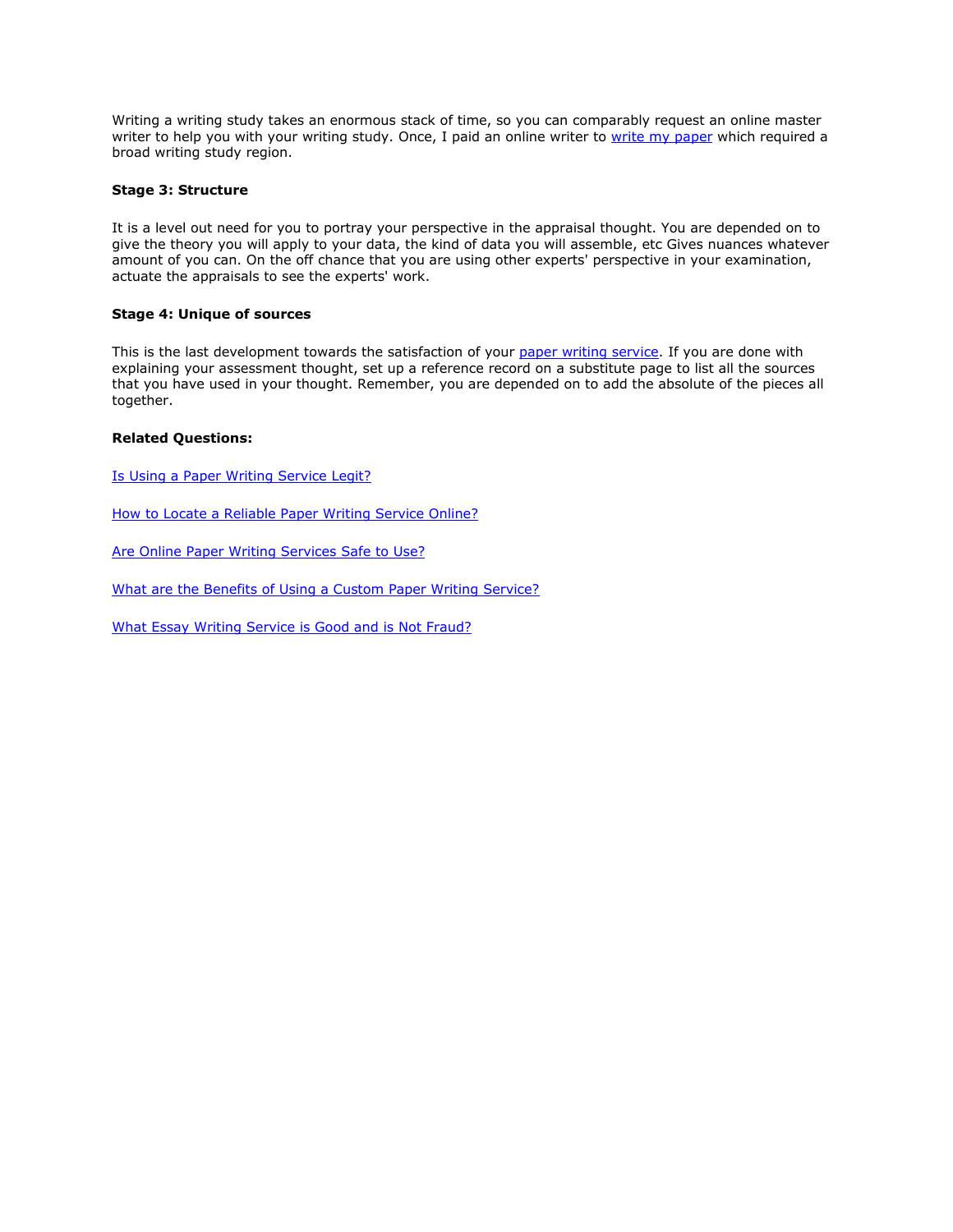Writing a writing study takes an enormous stack of time, so you can comparably request an online master writer to help you with your writing study. Once, I paid an online writer to [write my paper]() which required a broad writing study region.

**Stage 3: Structure**

It is a level out need for you to portray your perspective in the appraisal thought. You are depended on to give the theory you will apply to your data, the kind of data you will assemble, etc Gives nuances whatever amount of you can. On the off chance that you are using other experts' perspective in your examination, actuate the appraisals to see the experts' work.

**Stage 4: Unique of sources**

This is the last development towards the satisfaction of your [paper writing service](). If you are done with explaining your assessment thought, set up a reference record on a substitute page to list all the sources that you have used in your thought. Remember, you are depended on to add the absolute of the pieces all together.

**Related Questions:**

[Is Using a Paper Writing Service Legit?]()

[How to Locate a Reliable Paper Writing Service Online?]()

[Are Online Paper Writing Services Safe to Use?]()

[What are the Benefits of Using a Custom Paper Writing Service?]()

[What Essay Writing Service is Good and is Not Fraud?]()